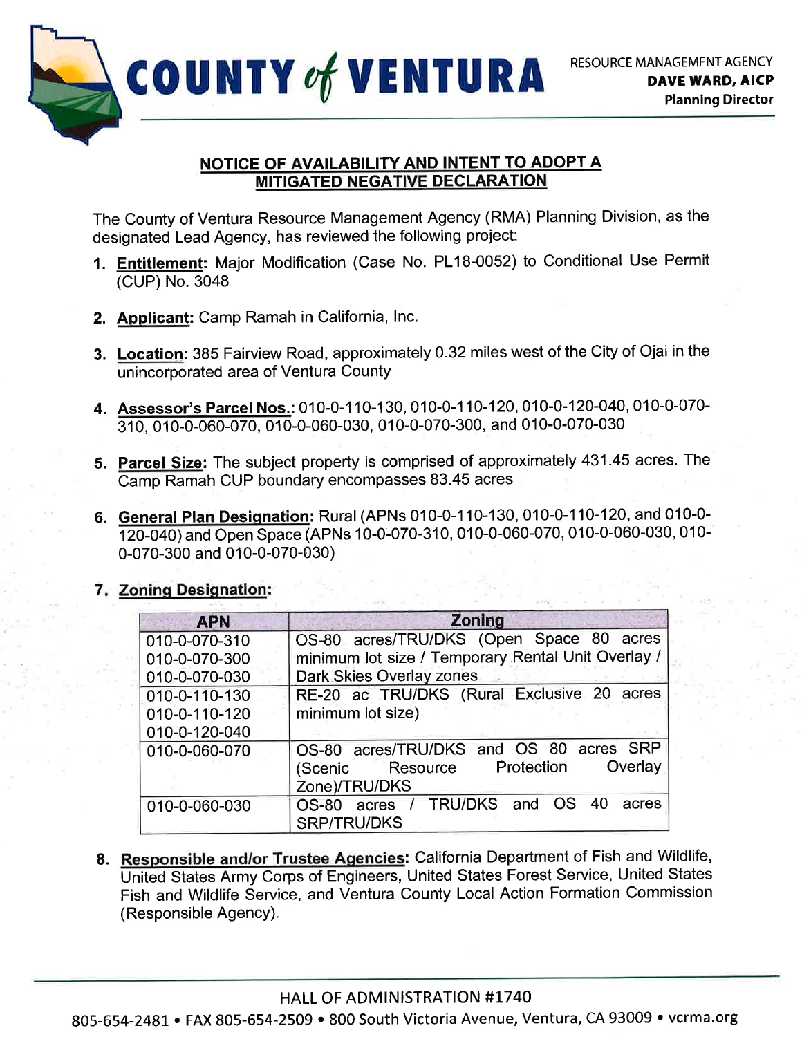# COUNTY of VENTURA

RESOURCE MANAGEMENT AGENCY
**DAVE WARD, AICP**
**Planning Director**

## NOTICE OF AVAILABILITY AND INTENT TO ADOPT A MITIGATED NEGATIVE DECLARATION

The County of Ventura Resource Management Agency (RMA) Planning Division, as the designated Lead Agency, has reviewed the following project:

1. **Entitlement:** Major Modification (Case No. PL18-0052) to Conditional Use Permit (CUP) No. 3048

2. **Applicant:** Camp Ramah in California, Inc.

3. **Location:** 385 Fairview Road, approximately 0.32 miles west of the City of Ojai in the unincorporated area of Ventura County

4. **Assessor's Parcel Nos.:** 010-0-110-130, 010-0-110-120, 010-0-120-040, 010-0-070-310, 010-0-060-070, 010-0-060-030, 010-0-070-300, and 010-0-070-030

5. **Parcel Size:** The subject property is comprised of approximately 431.45 acres. The Camp Ramah CUP boundary encompasses 83.45 acres

6. **General Plan Designation:** Rural (APNs 010-0-110-130, 010-0-110-120, and 010-0-120-040) and Open Space (APNs 10-0-070-310, 010-0-060-070, 010-0-060-030, 010-0-070-300 and 010-0-070-030)

7. **Zoning Designation:**

| APN | Zoning |
|---|---|
| 010-0-070-310<br>010-0-070-300<br>010-0-070-030 | OS-80 acres/TRU/DKS (Open Space 80 acres minimum lot size / Temporary Rental Unit Overlay / Dark Skies Overlay zones |
| 010-0-110-130<br>010-0-110-120<br>010-0-120-040 | RE-20 ac TRU/DKS (Rural Exclusive 20 acres minimum lot size) |
| 010-0-060-070 | OS-80 acres/TRU/DKS and OS 80 acres SRP (Scenic Resource Protection Overlay Zone)/TRU/DKS |
| 010-0-060-030 | OS-80 acres / TRU/DKS and OS 40 acres SRP/TRU/DKS |

8. **Responsible and/or Trustee Agencies:** California Department of Fish and Wildlife, United States Army Corps of Engineers, United States Forest Service, United States Fish and Wildlife Service, and Ventura County Local Action Formation Commission (Responsible Agency).

HALL OF ADMINISTRATION #1740
805-654-2481 • FAX 805-654-2509 • 800 South Victoria Avenue, Ventura, CA 93009 • vcrma.org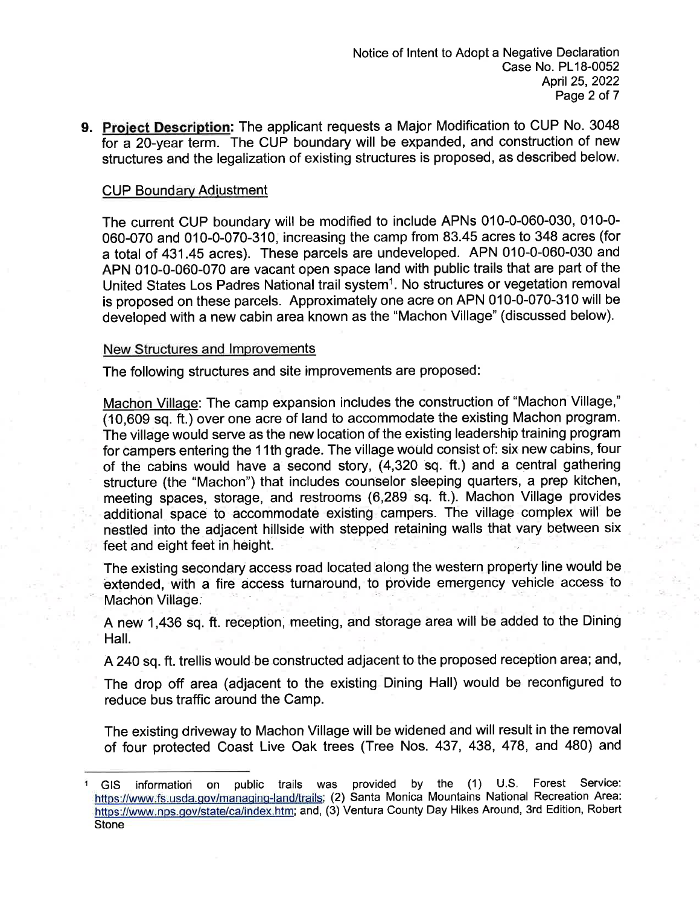9. **Project Description:** The applicant requests a Major Modification to CUP No. 3048 for a 20-year term. The CUP boundary will be expanded, and construction of new structures and the legalization of existing structures is proposed, as described below.

CUP Boundary Adjustment

The current CUP boundary will be modified to include APNs 010-0-060-030, 010-0-060-070 and 010-0-070-310, increasing the camp from 83.45 acres to 348 acres (for a total of 431.45 acres). These parcels are undeveloped. APN 010-0-060-030 and APN 010-0-060-070 are vacant open space land with public trails that are part of the United States Los Padres National trail system[1]. No structures or vegetation removal is proposed on these parcels. Approximately one acre on APN 010-0-070-310 will be developed with a new cabin area known as the "Machon Village" (discussed below).

New Structures and Improvements

The following structures and site improvements are proposed:

Machon Village: The camp expansion includes the construction of "Machon Village," (10,609 sq. ft.) over one acre of land to accommodate the existing Machon program. The village would serve as the new location of the existing leadership training program for campers entering the 11th grade. The village would consist of: six new cabins, four of the cabins would have a second story, (4,320 sq. ft.) and a central gathering structure (the "Machon") that includes counselor sleeping quarters, a prep kitchen, meeting spaces, storage, and restrooms (6,289 sq. ft.). Machon Village provides additional space to accommodate existing campers. The village complex will be nestled into the adjacent hillside with stepped retaining walls that vary between six feet and eight feet in height.

The existing secondary access road located along the western property line would be extended, with a fire access turnaround, to provide emergency vehicle access to Machon Village.

A new 1,436 sq. ft. reception, meeting, and storage area will be added to the Dining Hall.

A 240 sq. ft. trellis would be constructed adjacent to the proposed reception area; and,

The drop off area (adjacent to the existing Dining Hall) would be reconfigured to reduce bus traffic around the Camp.

The existing driveway to Machon Village will be widened and will result in the removal of four protected Coast Live Oak trees (Tree Nos. 437, 438, 478, and 480) and

---

[1] GIS information on public trails was provided by the (1) U.S. Forest Service: https://www.fs.usda.gov/managing-land/trails; (2) Santa Monica Mountains National Recreation Area: https://www.nps.gov/state/ca/index.htm; and, (3) Ventura County Day Hikes Around, 3rd Edition, Robert Stone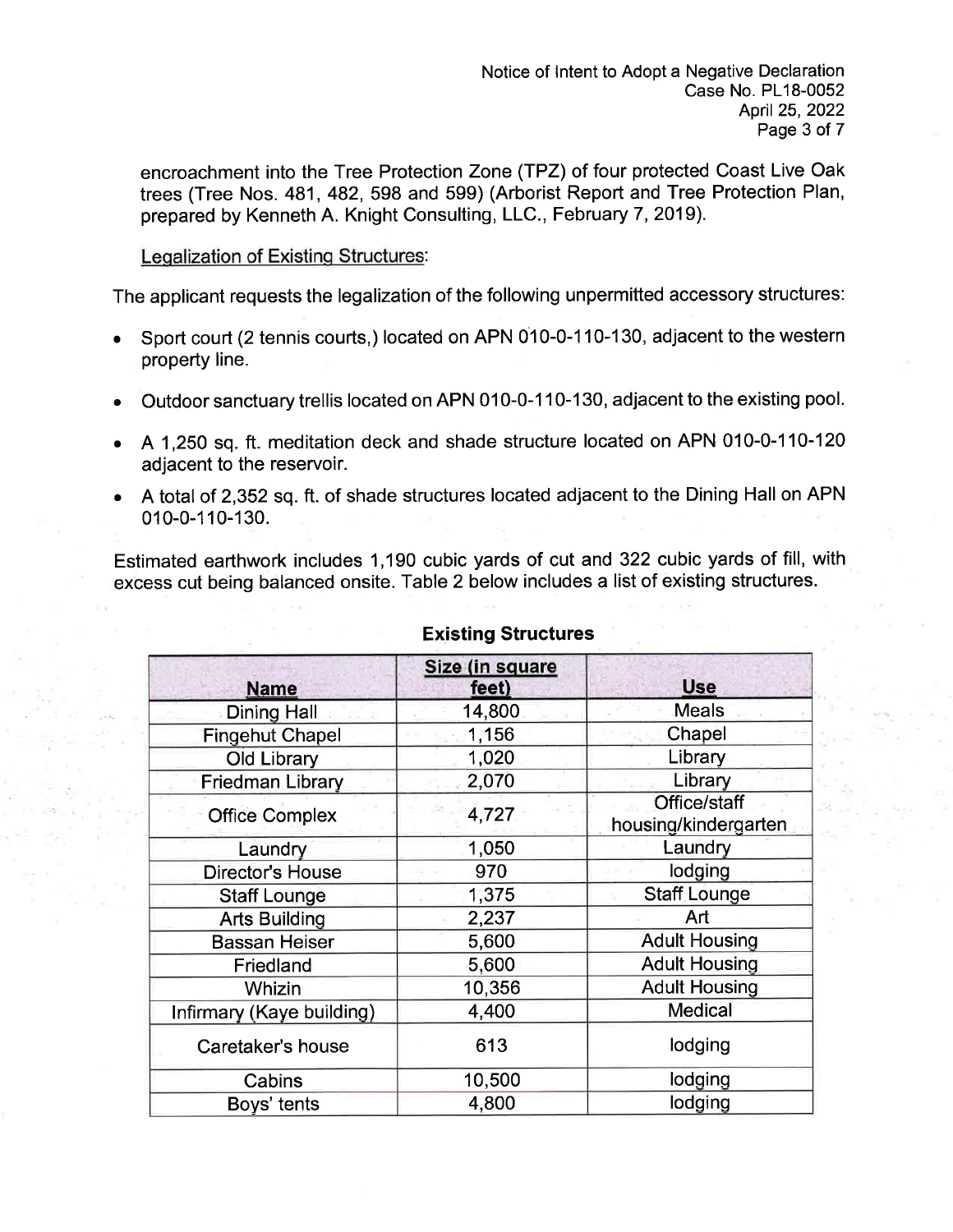encroachment into the Tree Protection Zone (TPZ) of four protected Coast Live Oak trees (Tree Nos. 481, 482, 598 and 599) (Arborist Report and Tree Protection Plan, prepared by Kenneth A. Knight Consulting, LLC., February 7, 2019).

Legalization of Existing Structures:

The applicant requests the legalization of the following unpermitted accessory structures:

- Sport court (2 tennis courts,) located on APN 010-0-110-130, adjacent to the western property line.
- Outdoor sanctuary trellis located on APN 010-0-110-130, adjacent to the existing pool.
- A 1,250 sq. ft. meditation deck and shade structure located on APN 010-0-110-120 adjacent to the reservoir.
- A total of 2,352 sq. ft. of shade structures located adjacent to the Dining Hall on APN 010-0-110-130.

Estimated earthwork includes 1,190 cubic yards of cut and 322 cubic yards of fill, with excess cut being balanced onsite. Table 2 below includes a list of existing structures.

**Existing Structures**

| Name | Size (in square feet) | Use |
|---|---|---|
| Dining Hall | 14,800 | Meals |
| Fingehut Chapel | 1,156 | Chapel |
| Old Library | 1,020 | Library |
| Friedman Library | 2,070 | Library |
| Office Complex | 4,727 | Office/staff housing/kindergarten |
| Laundry | 1,050 | Laundry |
| Director's House | 970 | lodging |
| Staff Lounge | 1,375 | Staff Lounge |
| Arts Building | 2,237 | Art |
| Bassan Heiser | 5,600 | Adult Housing |
| Friedland | 5,600 | Adult Housing |
| Whizin | 10,356 | Adult Housing |
| Infirmary (Kaye building) | 4,400 | Medical |
| Caretaker's house | 613 | lodging |
| Cabins | 10,500 | lodging |
| Boys' tents | 4,800 | lodging |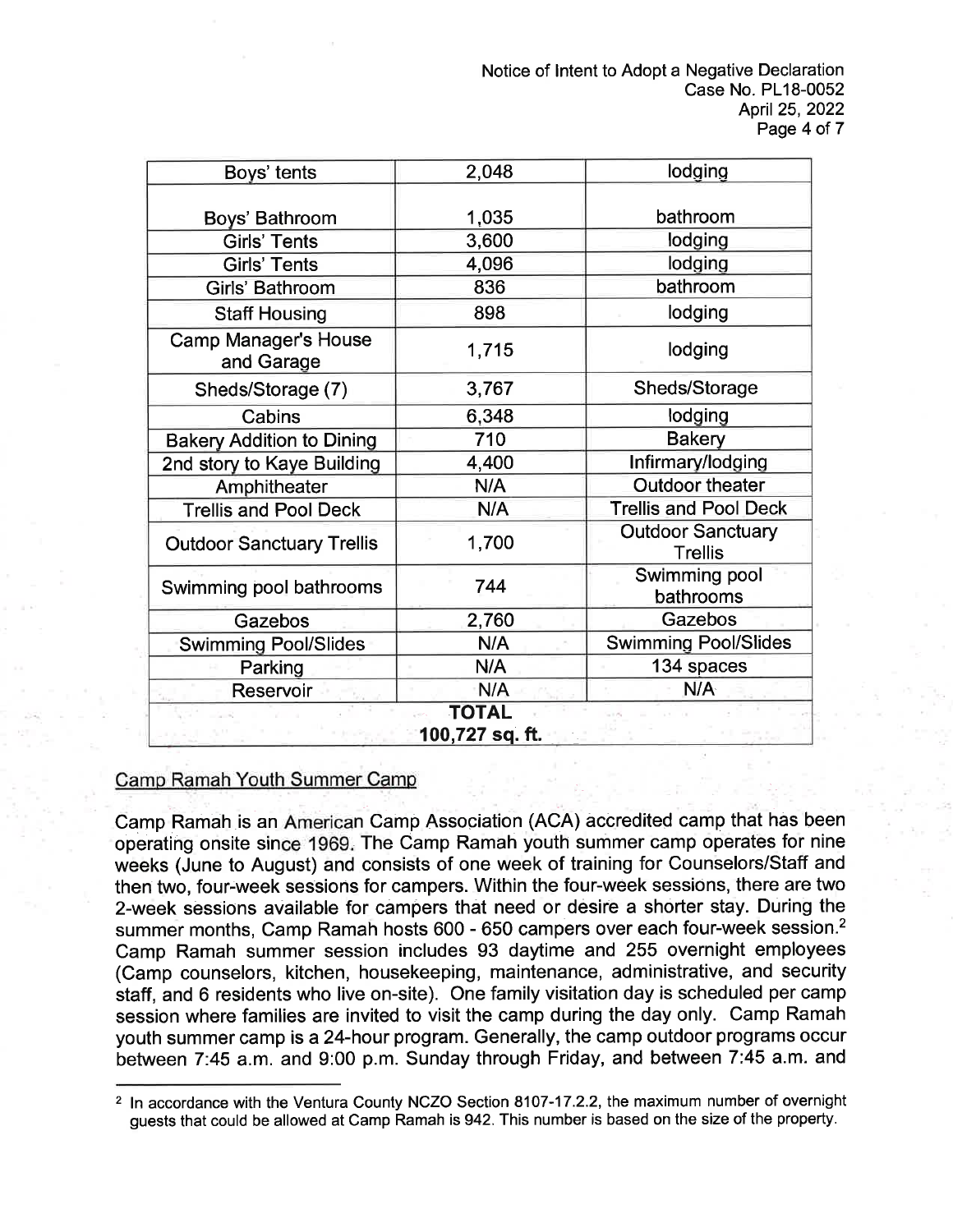| Boys' tents | 2,048 | lodging |
|---|---|---|
| Boys' Bathroom | 1,035 | bathroom |
| Girls' Tents | 3,600 | lodging |
| Girls' Tents | 4,096 | lodging |
| Girls' Bathroom | 836 | bathroom |
| Staff Housing | 898 | lodging |
| Camp Manager's House and Garage | 1,715 | lodging |
| Sheds/Storage (7) | 3,767 | Sheds/Storage |
| Cabins | 6,348 | lodging |
| Bakery Addition to Dining | 710 | Bakery |
| 2nd story to Kaye Building | 4,400 | Infirmary/lodging |
| Amphitheater | N/A | Outdoor theater |
| Trellis and Pool Deck | N/A | Trellis and Pool Deck |
| Outdoor Sanctuary Trellis | 1,700 | Outdoor Sanctuary Trellis |
| Swimming pool bathrooms | 744 | Swimming pool bathrooms |
| Gazebos | 2,760 | Gazebos |
| Swimming Pool/Slides | N/A | Swimming Pool/Slides |
| Parking | N/A | 134 spaces |
| Reservoir | N/A | N/A |
| | **TOTAL 100,727 sq. ft.** | |

Camp Ramah Youth Summer Camp

Camp Ramah is an American Camp Association (ACA) accredited camp that has been operating onsite since 1969. The Camp Ramah youth summer camp operates for nine weeks (June to August) and consists of one week of training for Counselors/Staff and then two, four-week sessions for campers. Within the four-week sessions, there are two 2-week sessions available for campers that need or desire a shorter stay. During the summer months, Camp Ramah hosts 600 - 650 campers over each four-week session.[2] Camp Ramah summer session includes 93 daytime and 255 overnight employees (Camp counselors, kitchen, housekeeping, maintenance, administrative, and security staff, and 6 residents who live on-site). One family visitation day is scheduled per camp session where families are invited to visit the camp during the day only. Camp Ramah youth summer camp is a 24-hour program. Generally, the camp outdoor programs occur between 7:45 a.m. and 9:00 p.m. Sunday through Friday, and between 7:45 a.m. and

[2] In accordance with the Ventura County NCZO Section 8107-17.2.2, the maximum number of overnight guests that could be allowed at Camp Ramah is 942. This number is based on the size of the property.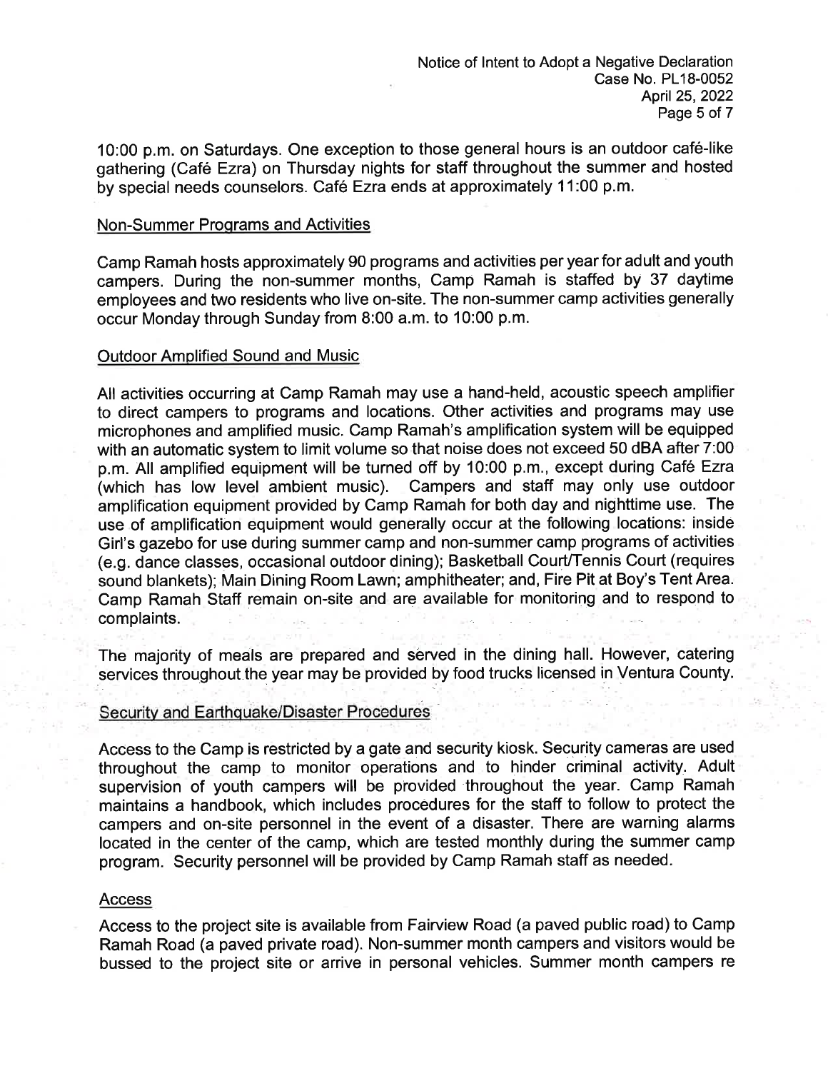10:00 p.m. on Saturdays. One exception to those general hours is an outdoor café-like gathering (Café Ezra) on Thursday nights for staff throughout the summer and hosted by special needs counselors. Café Ezra ends at approximately 11:00 p.m.

## Non-Summer Programs and Activities

Camp Ramah hosts approximately 90 programs and activities per year for adult and youth campers. During the non-summer months, Camp Ramah is staffed by 37 daytime employees and two residents who live on-site. The non-summer camp activities generally occur Monday through Sunday from 8:00 a.m. to 10:00 p.m.

## Outdoor Amplified Sound and Music

All activities occurring at Camp Ramah may use a hand-held, acoustic speech amplifier to direct campers to programs and locations. Other activities and programs may use microphones and amplified music. Camp Ramah's amplification system will be equipped with an automatic system to limit volume so that noise does not exceed 50 dBA after 7:00 p.m. All amplified equipment will be turned off by 10:00 p.m., except during Café Ezra (which has low level ambient music). Campers and staff may only use outdoor amplification equipment provided by Camp Ramah for both day and nighttime use. The use of amplification equipment would generally occur at the following locations: inside Girl's gazebo for use during summer camp and non-summer camp programs of activities (e.g. dance classes, occasional outdoor dining); Basketball Court/Tennis Court (requires sound blankets); Main Dining Room Lawn; amphitheater; and, Fire Pit at Boy's Tent Area. Camp Ramah Staff remain on-site and are available for monitoring and to respond to complaints.

The majority of meals are prepared and served in the dining hall. However, catering services throughout the year may be provided by food trucks licensed in Ventura County.

## Security and Earthquake/Disaster Procedures

Access to the Camp is restricted by a gate and security kiosk. Security cameras are used throughout the camp to monitor operations and to hinder criminal activity. Adult supervision of youth campers will be provided throughout the year. Camp Ramah maintains a handbook, which includes procedures for the staff to follow to protect the campers and on-site personnel in the event of a disaster. There are warning alarms located in the center of the camp, which are tested monthly during the summer camp program. Security personnel will be provided by Camp Ramah staff as needed.

## Access

Access to the project site is available from Fairview Road (a paved public road) to Camp Ramah Road (a paved private road). Non-summer month campers and visitors would be bussed to the project site or arrive in personal vehicles. Summer month campers re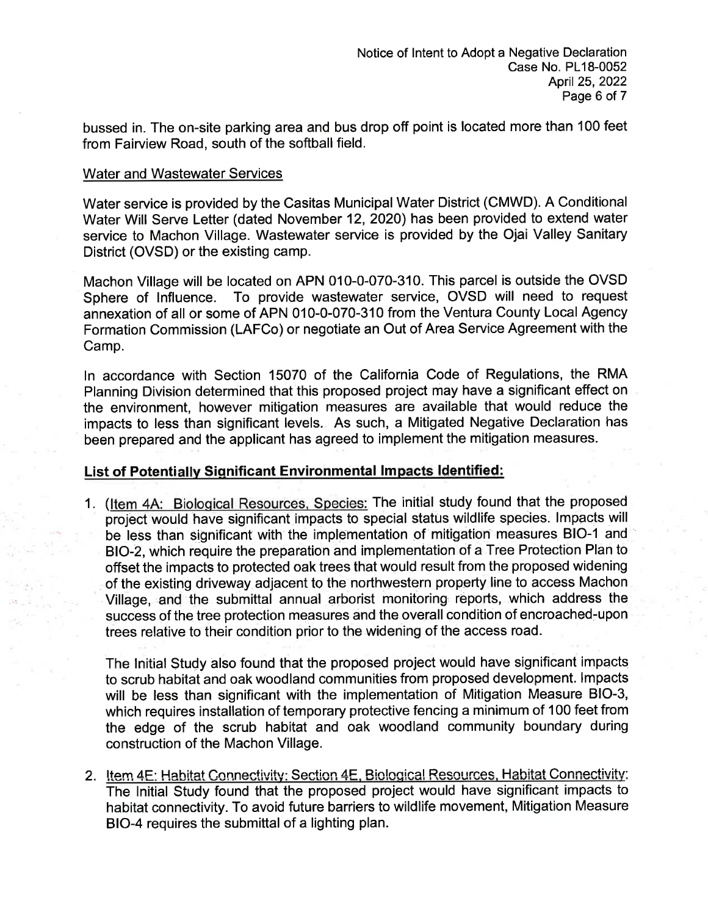bussed in. The on-site parking area and bus drop off point is located more than 100 feet from Fairview Road, south of the softball field.

Water and Wastewater Services

Water service is provided by the Casitas Municipal Water District (CMWD). A Conditional Water Will Serve Letter (dated November 12, 2020) has been provided to extend water service to Machon Village. Wastewater service is provided by the Ojai Valley Sanitary District (OVSD) or the existing camp.

Machon Village will be located on APN 010-0-070-310. This parcel is outside the OVSD Sphere of Influence. To provide wastewater service, OVSD will need to request annexation of all or some of APN 010-0-070-310 from the Ventura County Local Agency Formation Commission (LAFCo) or negotiate an Out of Area Service Agreement with the Camp.

In accordance with Section 15070 of the California Code of Regulations, the RMA Planning Division determined that this proposed project may have a significant effect on the environment, however mitigation measures are available that would reduce the impacts to less than significant levels. As such, a Mitigated Negative Declaration has been prepared and the applicant has agreed to implement the mitigation measures.

**List of Potentially Significant Environmental Impacts Identified:**

1. (Item 4A: Biological Resources, Species: The initial study found that the proposed project would have significant impacts to special status wildlife species. Impacts will be less than significant with the implementation of mitigation measures BIO-1 and BIO-2, which require the preparation and implementation of a Tree Protection Plan to offset the impacts to protected oak trees that would result from the proposed widening of the existing driveway adjacent to the northwestern property line to access Machon Village, and the submittal annual arborist monitoring reports, which address the success of the tree protection measures and the overall condition of encroached-upon trees relative to their condition prior to the widening of the access road.

   The Initial Study also found that the proposed project would have significant impacts to scrub habitat and oak woodland communities from proposed development. Impacts will be less than significant with the implementation of Mitigation Measure BIO-3, which requires installation of temporary protective fencing a minimum of 100 feet from the edge of the scrub habitat and oak woodland community boundary during construction of the Machon Village.

2. Item 4E: Habitat Connectivity: Section 4E, Biological Resources, Habitat Connectivity: The Initial Study found that the proposed project would have significant impacts to habitat connectivity. To avoid future barriers to wildlife movement, Mitigation Measure BIO-4 requires the submittal of a lighting plan.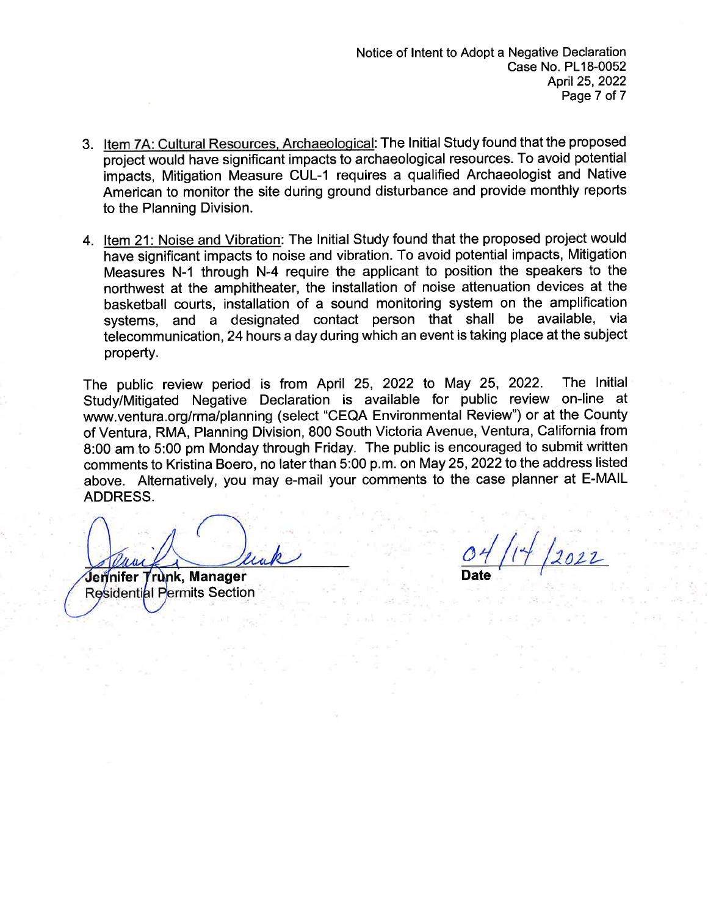3. Item 7A: Cultural Resources, Archaeological: The Initial Study found that the proposed project would have significant impacts to archaeological resources. To avoid potential impacts, Mitigation Measure CUL-1 requires a qualified Archaeologist and Native American to monitor the site during ground disturbance and provide monthly reports to the Planning Division.

4. Item 21: Noise and Vibration: The Initial Study found that the proposed project would have significant impacts to noise and vibration. To avoid potential impacts, Mitigation Measures N-1 through N-4 require the applicant to position the speakers to the northwest at the amphitheater, the installation of noise attenuation devices at the basketball courts, installation of a sound monitoring system on the amplification systems, and a designated contact person that shall be available, via telecommunication, 24 hours a day during which an event is taking place at the subject property.

The public review period is from April 25, 2022 to May 25, 2022. The Initial Study/Mitigated Negative Declaration is available for public review on-line at www.ventura.org/rma/planning (select "CEQA Environmental Review") or at the County of Ventura, RMA, Planning Division, 800 South Victoria Avenue, Ventura, California from 8:00 am to 5:00 pm Monday through Friday. The public is encouraged to submit written comments to Kristina Boero, no later than 5:00 p.m. on May 25, 2022 to the address listed above. Alternatively, you may e-mail your comments to the case planner at E-MAIL ADDRESS.

Jennifer Trunk, Manager
Residential Permits Section

04/14/2022
Date